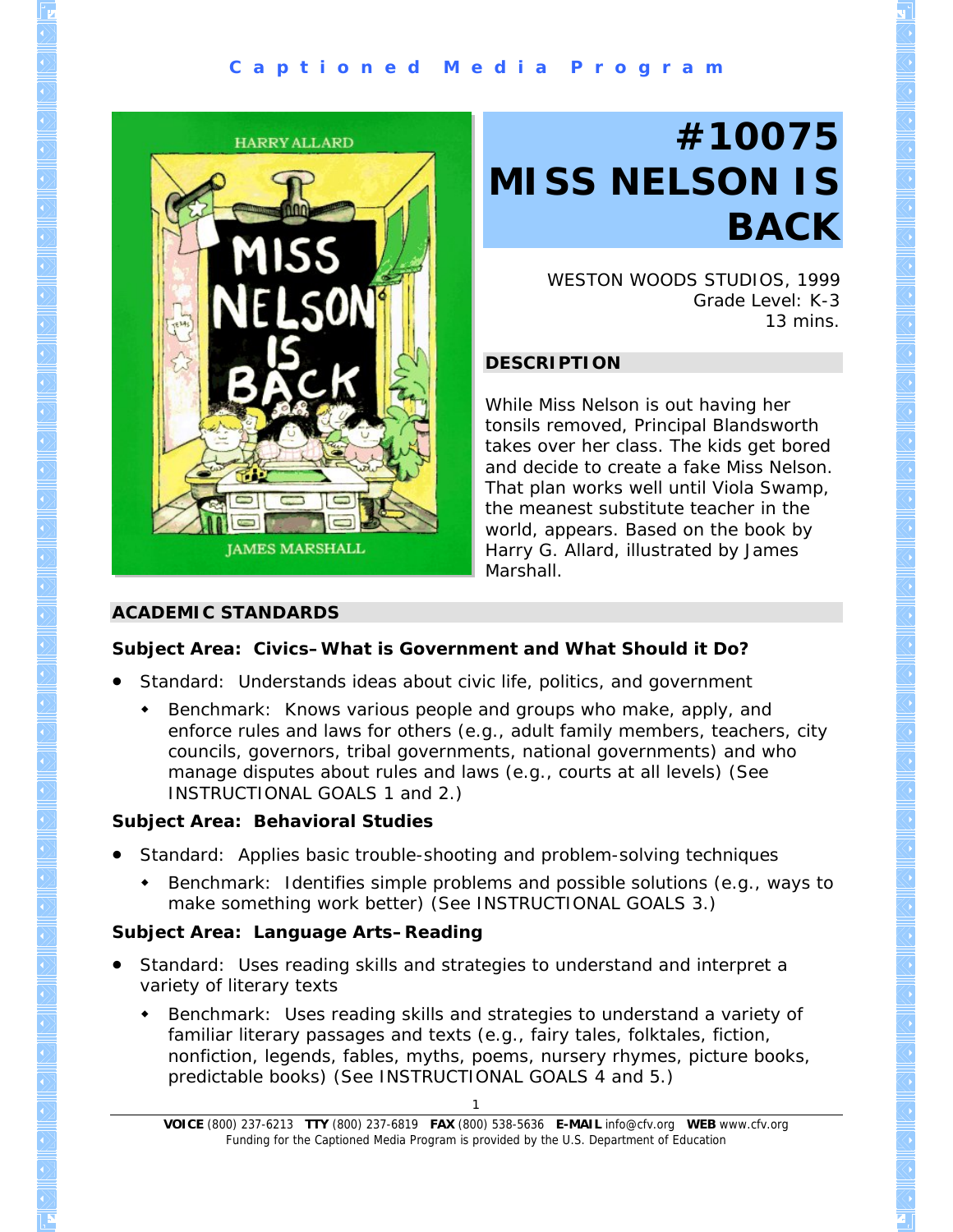Captioned Media Program

# #10075 MISS NELSON IS BACK

WESTON WOODS STUDIOS, 1999
Grade Level: K-3
13 mins.

## DESCRIPTION

While Miss Nelson is out having her tonsils removed, Principal Blandsworth takes over her class. The kids get bored and decide to create a fake Miss Nelson. That plan works well until Viola Swamp, the meanest substitute teacher in the world, appears. Based on the book by Harry G. Allard, illustrated by James Marshall.

## ACADEMIC STANDARDS

### Subject Area: Civics–What is Government and What Should it Do?

- Standard: Understands ideas about civic life, politics, and government
  - Benchmark: Knows various people and groups who make, apply, and enforce rules and laws for others (e.g., adult family members, teachers, city councils, governors, tribal governments, national governments) and who manage disputes about rules and laws (e.g., courts at all levels) (See INSTRUCTIONAL GOALS 1 and 2.)

### Subject Area: Behavioral Studies

- Standard: Applies basic trouble-shooting and problem-solving techniques
  - Benchmark: Identifies simple problems and possible solutions (e.g., ways to make something work better) (See INSTRUCTIONAL GOALS 3.)

### Subject Area: Language Arts–Reading

- Standard: Uses reading skills and strategies to understand and interpret a variety of literary texts
  - Benchmark: Uses reading skills and strategies to understand a variety of familiar literary passages and texts (e.g., fairy tales, folktales, fiction, nonfiction, legends, fables, myths, poems, nursery rhymes, picture books, predictable books) (See INSTRUCTIONAL GOALS 4 and 5.)

**VOICE** (800) 237-6213 **TTY** (800) 237-6819 **FAX** (800) 538-5636 **E-MAIL** info@cfv.org **WEB** www.cfv.org
Funding for the Captioned Media Program is provided by the U.S. Department of Education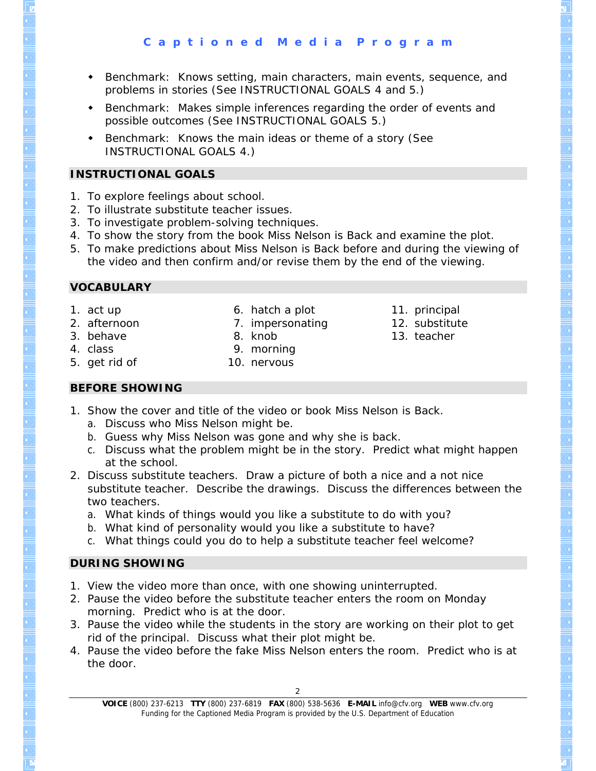- Benchmark: Knows setting, main characters, main events, sequence, and problems in stories (See INSTRUCTIONAL GOALS 4 and 5.)
- Benchmark: Makes simple inferences regarding the order of events and possible outcomes (See INSTRUCTIONAL GOALS 5.)
- Benchmark: Knows the main ideas or theme of a story (See INSTRUCTIONAL GOALS 4.)

## INSTRUCTIONAL GOALS

1. To explore feelings about school.
2. To illustrate substitute teacher issues.
3. To investigate problem-solving techniques.
4. To show the story from the book Miss Nelson is Back and examine the plot.
5. To make predictions about Miss Nelson is Back before and during the viewing of the video and then confirm and/or revise them by the end of the viewing.

## VOCABULARY

1. act up
2. afternoon
3. behave
4. class
5. get rid of
6. hatch a plot
7. impersonating
8. knob
9. morning
10. nervous
11. principal
12. substitute
13. teacher

## BEFORE SHOWING

1. Show the cover and title of the video or book Miss Nelson is Back.
   a. Discuss who Miss Nelson might be.
   b. Guess why Miss Nelson was gone and why she is back.
   c. Discuss what the problem might be in the story. Predict what might happen at the school.
2. Discuss substitute teachers. Draw a picture of both a nice and a not nice substitute teacher. Describe the drawings. Discuss the differences between the two teachers.
   a. What kinds of things would you like a substitute to do with you?
   b. What kind of personality would you like a substitute to have?
   c. What things could you do to help a substitute teacher feel welcome?

## DURING SHOWING

1. View the video more than once, with one showing uninterrupted.
2. Pause the video before the substitute teacher enters the room on Monday morning. Predict who is at the door.
3. Pause the video while the students in the story are working on their plot to get rid of the principal. Discuss what their plot might be.
4. Pause the video before the fake Miss Nelson enters the room. Predict who is at the door.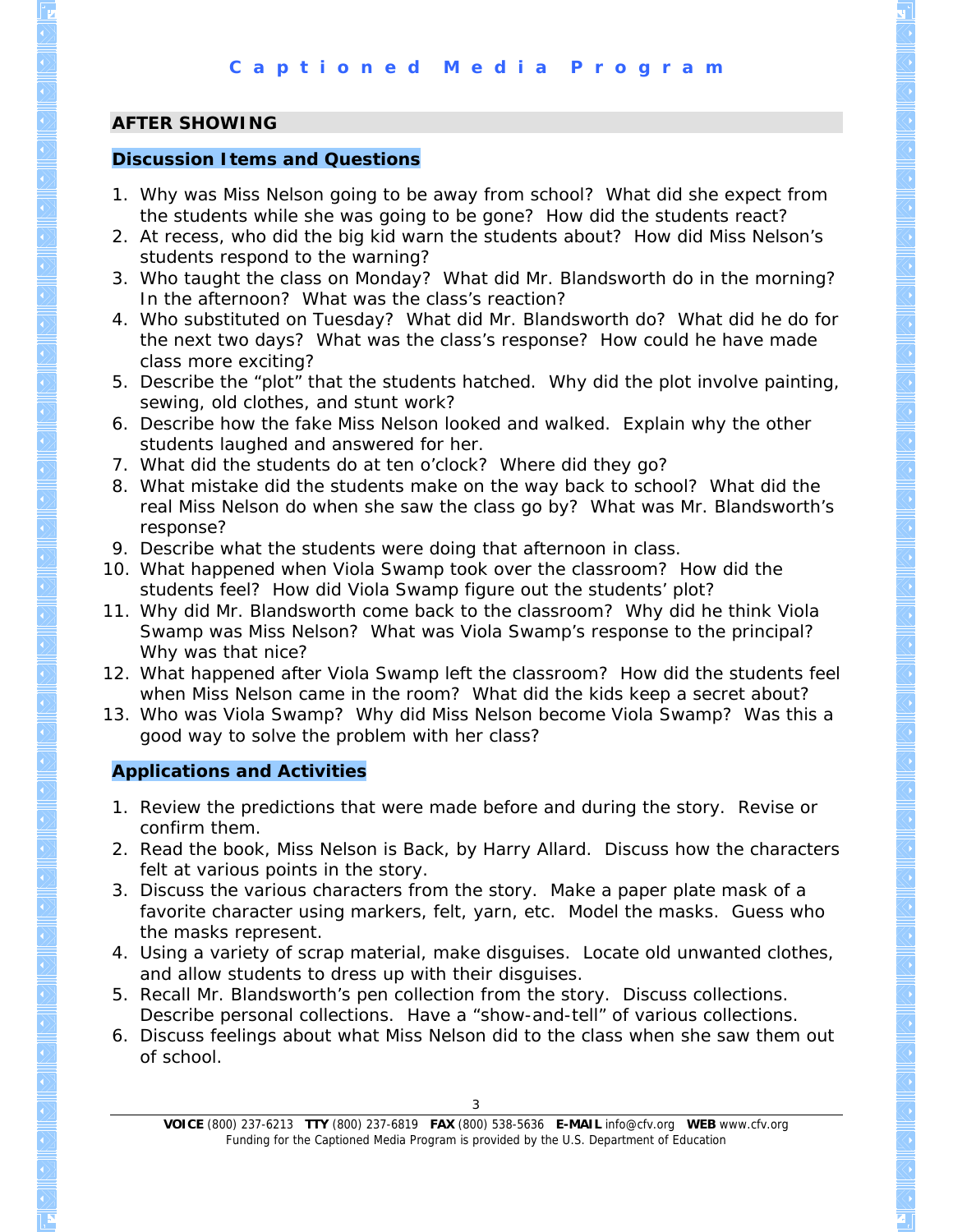## AFTER SHOWING

### Discussion Items and Questions

1. Why was Miss Nelson going to be away from school? What did she expect from the students while she was going to be gone? How did the students react?
2. At recess, who did the big kid warn the students about? How did Miss Nelson's students respond to the warning?
3. Who taught the class on Monday? What did Mr. Blandsworth do in the morning? In the afternoon? What was the class's reaction?
4. Who substituted on Tuesday? What did Mr. Blandsworth do? What did he do for the next two days? What was the class's response? How could he have made class more exciting?
5. Describe the "plot" that the students hatched. Why did the plot involve painting, sewing, old clothes, and stunt work?
6. Describe how the fake Miss Nelson looked and walked. Explain why the other students laughed and answered for her.
7. What did the students do at ten o'clock? Where did they go?
8. What mistake did the students make on the way back to school? What did the real Miss Nelson do when she saw the class go by? What was Mr. Blandsworth's response?
9. Describe what the students were doing that afternoon in class.
10. What happened when Viola Swamp took over the classroom? How did the students feel? How did Viola Swamp figure out the students' plot?
11. Why did Mr. Blandsworth come back to the classroom? Why did he think Viola Swamp was Miss Nelson? What was Viola Swamp's response to the principal? Why was that nice?
12. What happened after Viola Swamp left the classroom? How did the students feel when Miss Nelson came in the room? What did the kids keep a secret about?
13. Who was Viola Swamp? Why did Miss Nelson become Viola Swamp? Was this a good way to solve the problem with her class?

### Applications and Activities

1. Review the predictions that were made before and during the story. Revise or confirm them.
2. Read the book, Miss Nelson is Back, by Harry Allard. Discuss how the characters felt at various points in the story.
3. Discuss the various characters from the story. Make a paper plate mask of a favorite character using markers, felt, yarn, etc. Model the masks. Guess who the masks represent.
4. Using a variety of scrap material, make disguises. Locate old unwanted clothes, and allow students to dress up with their disguises.
5. Recall Mr. Blandsworth's pen collection from the story. Discuss collections. Describe personal collections. Have a "show-and-tell" of various collections.
6. Discuss feelings about what Miss Nelson did to the class when she saw them out of school.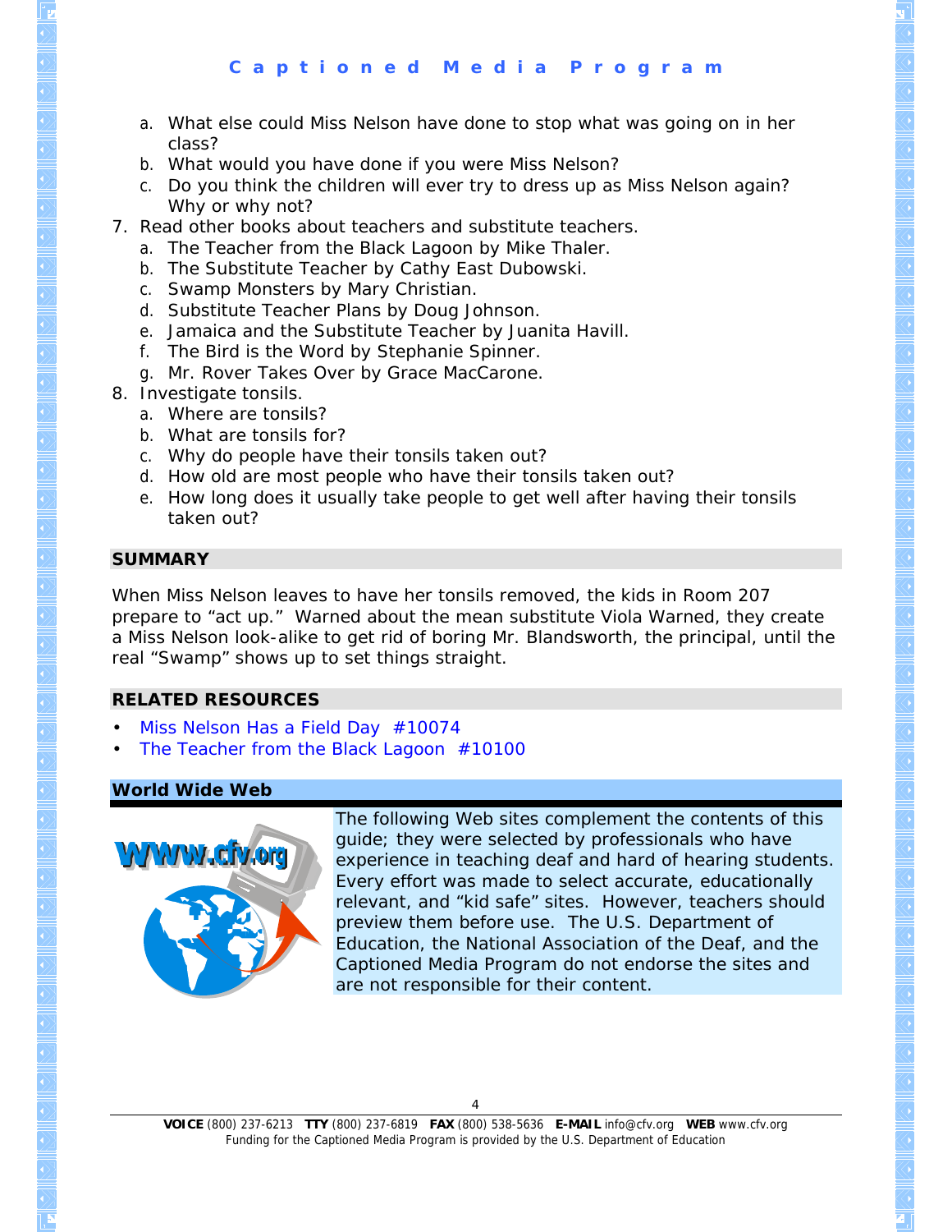a. What else could Miss Nelson have done to stop what was going on in her class?
   b. What would you have done if you were Miss Nelson?
   c. Do you think the children will ever try to dress up as Miss Nelson again? Why or why not?

7. Read other books about teachers and substitute teachers.
   a. The Teacher from the Black Lagoon by Mike Thaler.
   b. The Substitute Teacher by Cathy East Dubowski.
   c. Swamp Monsters by Mary Christian.
   d. Substitute Teacher Plans by Doug Johnson.
   e. Jamaica and the Substitute Teacher by Juanita Havill.
   f. The Bird is the Word by Stephanie Spinner.
   g. Mr. Rover Takes Over by Grace MacCarone.
8. Investigate tonsils.
   a. Where are tonsils?
   b. What are tonsils for?
   c. Why do people have their tonsils taken out?
   d. How old are most people who have their tonsils taken out?
   e. How long does it usually take people to get well after having their tonsils taken out?

## SUMMARY

When Miss Nelson leaves to have her tonsils removed, the kids in Room 207 prepare to "act up." Warned about the mean substitute Viola Warned, they create a Miss Nelson look-alike to get rid of boring Mr. Blandsworth, the principal, until the real "Swamp" shows up to set things straight.

## RELATED RESOURCES

- Miss Nelson Has a Field Day #10074
- The Teacher from the Black Lagoon #10100

## World Wide Web

The following Web sites complement the contents of this guide; they were selected by professionals who have experience in teaching deaf and hard of hearing students. Every effort was made to select accurate, educationally relevant, and "kid safe" sites. However, teachers should preview them before use. The U.S. Department of Education, the National Association of the Deaf, and the Captioned Media Program do not endorse the sites and are not responsible for their content.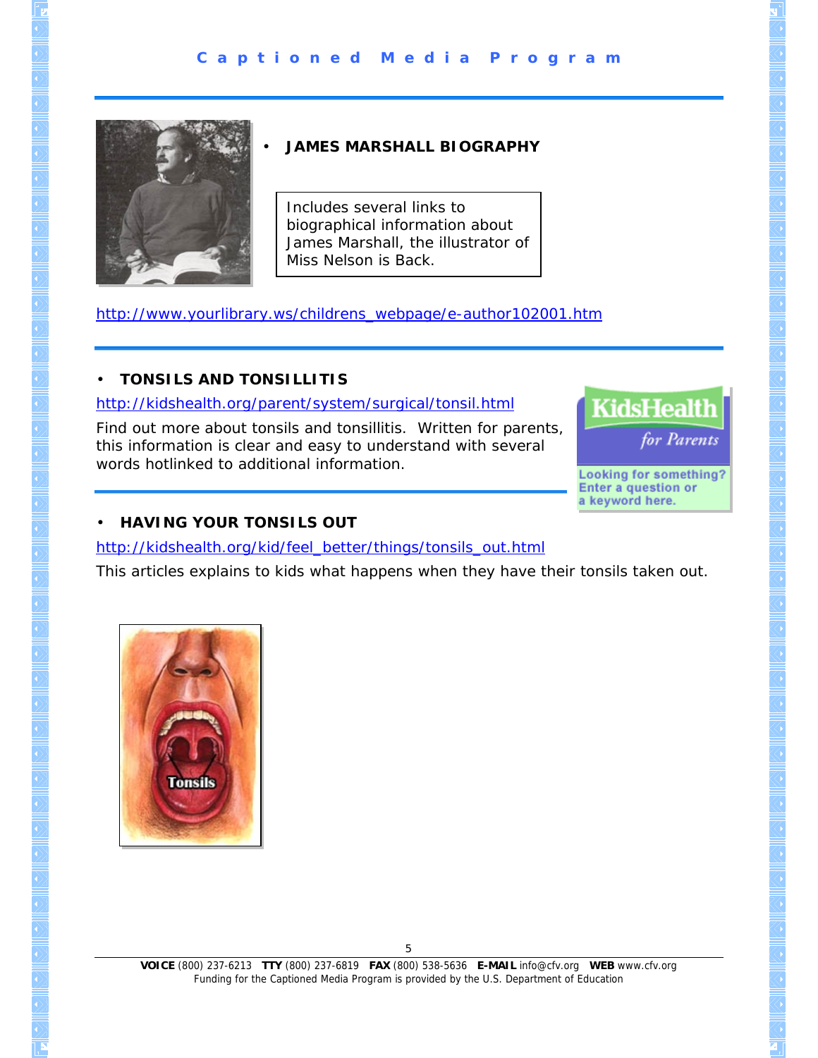- **JAMES MARSHALL BIOGRAPHY**

Includes several links to biographical information about James Marshall, the illustrator of Miss Nelson is Back.

http://www.yourlibrary.ws/childrens_webpage/e-author102001.htm

- **TONSILS AND TONSILLITIS**

http://kidshealth.org/parent/system/surgical/tonsil.html

Find out more about tonsils and tonsillitis. Written for parents, this information is clear and easy to understand with several words hotlinked to additional information.

- **HAVING YOUR TONSILS OUT**

http://kidshealth.org/kid/feel_better/things/tonsils_out.html

This articles explains to kids what happens when they have their tonsils taken out.